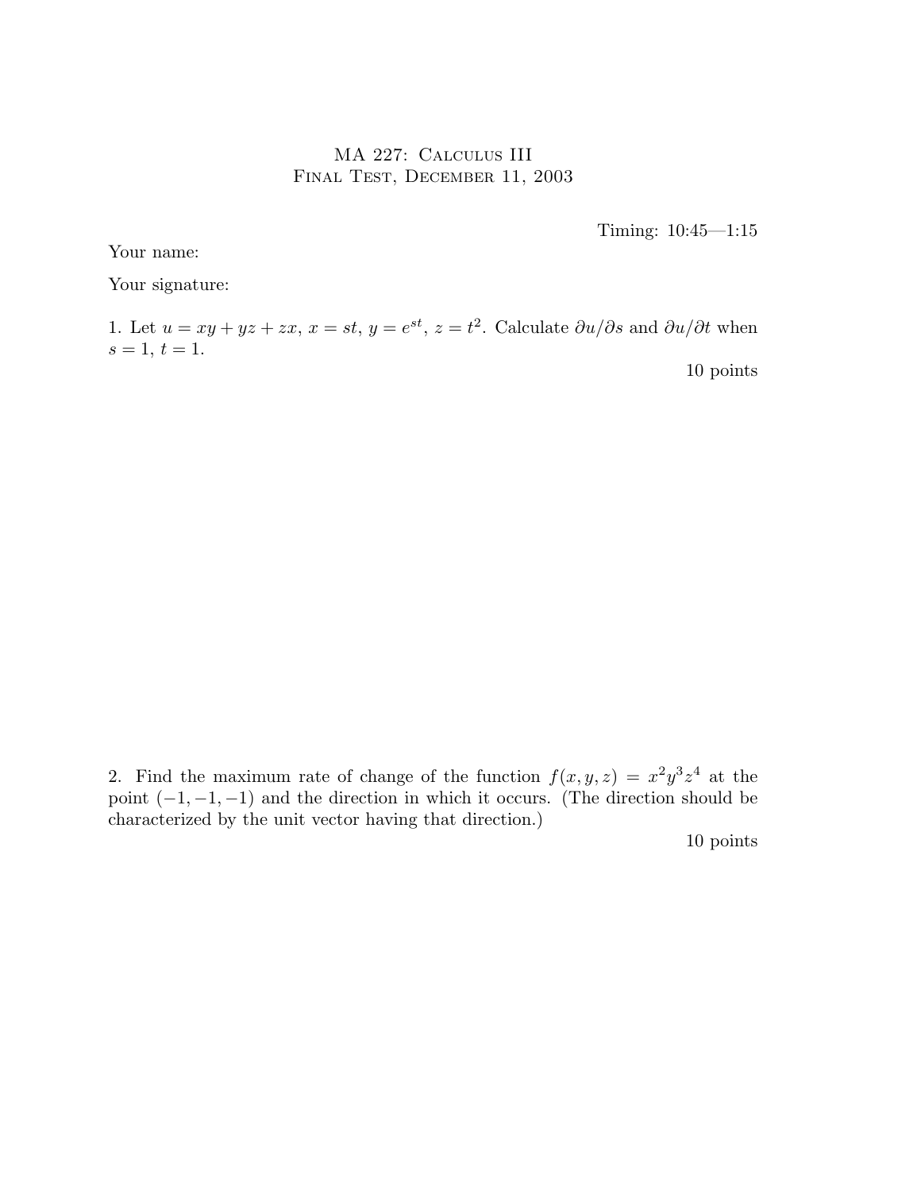# MA 227: Calculus III
## Final Test, December 11, 2003

Timing: 10:45—1:15

Your name:

Your signature:

1. Let $u = xy + yz + zx$, $x = st$, $y = e^{st}$, $z = t^2$. Calculate $\partial u/\partial s$ and $\partial u/\partial t$ when $s = 1$, $t = 1$.

10 points

2. Find the maximum rate of change of the function $f(x, y, z) = x^2y^3z^4$ at the point $(-1, -1, -1)$ and the direction in which it occurs. (The direction should be characterized by the unit vector having that direction.)

10 points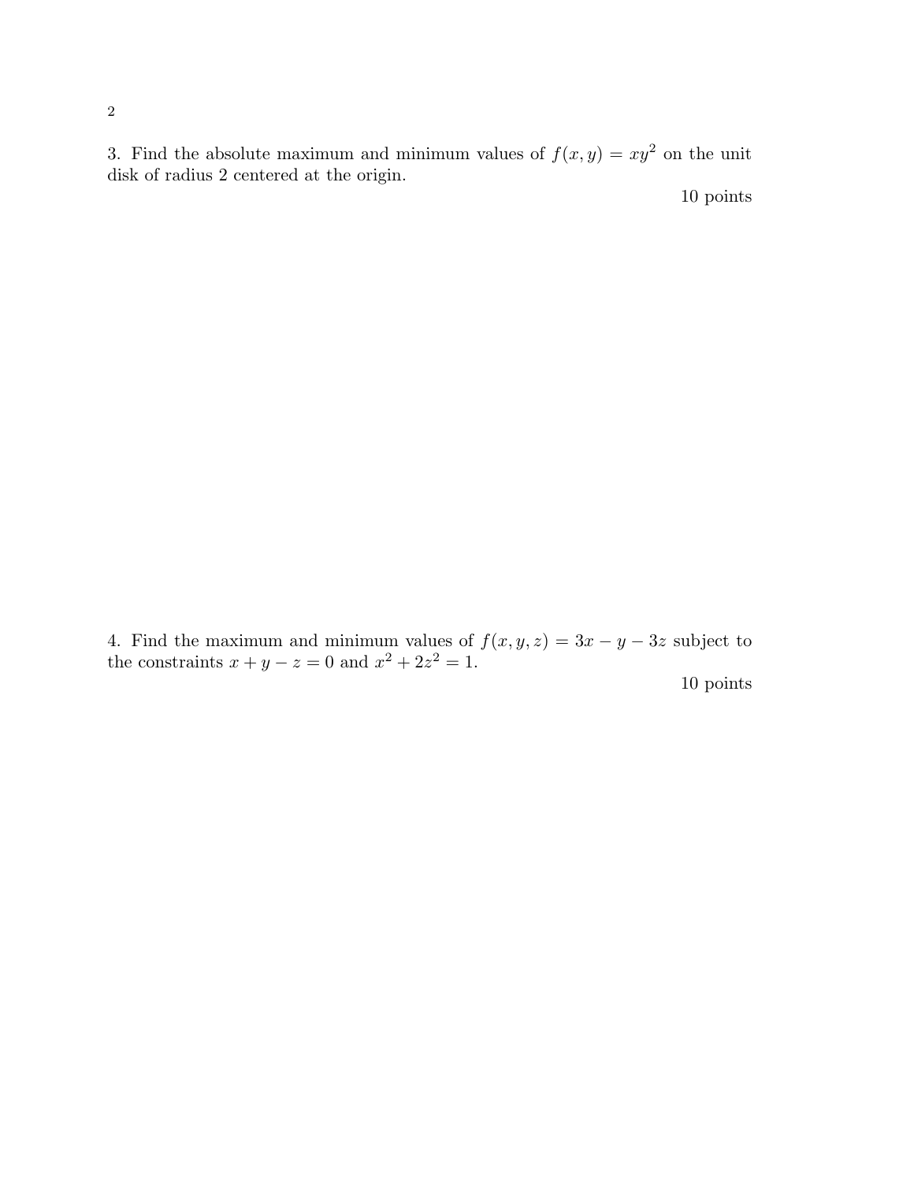3. Find the absolute maximum and minimum values of $f(x, y) = xy^2$ on the unit disk of radius 2 centered at the origin.

10 points

4. Find the maximum and minimum values of $f(x, y, z) = 3x - y - 3z$ subject to the constraints $x + y - z = 0$ and $x^2 + 2z^2 = 1$.

10 points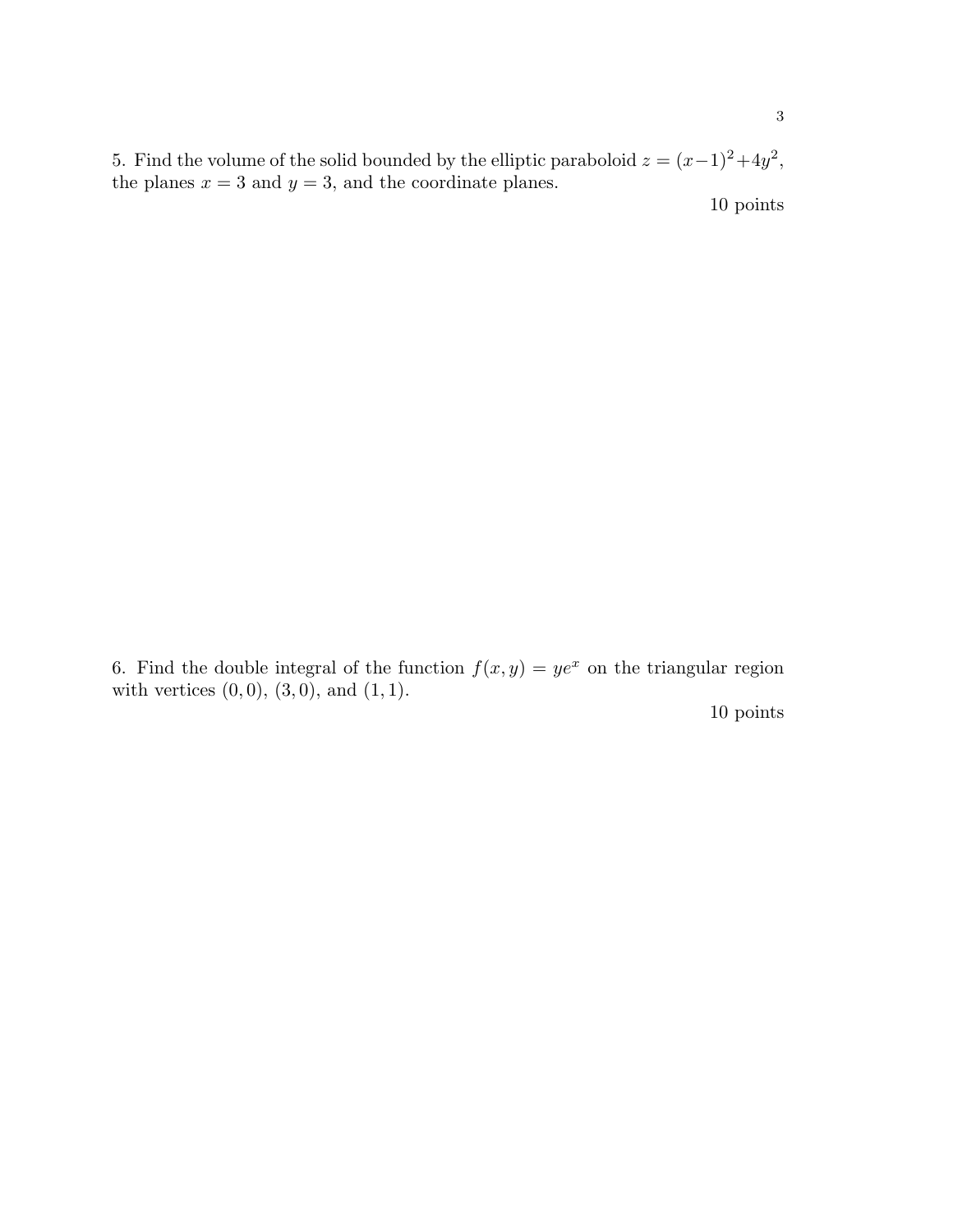5. Find the volume of the solid bounded by the elliptic paraboloid $z = (x-1)^2 + 4y^2$, the planes $x = 3$ and $y = 3$, and the coordinate planes.

10 points

6. Find the double integral of the function $f(x, y) = ye^x$ on the triangular region with vertices $(0, 0)$, $(3, 0)$, and $(1, 1)$.

10 points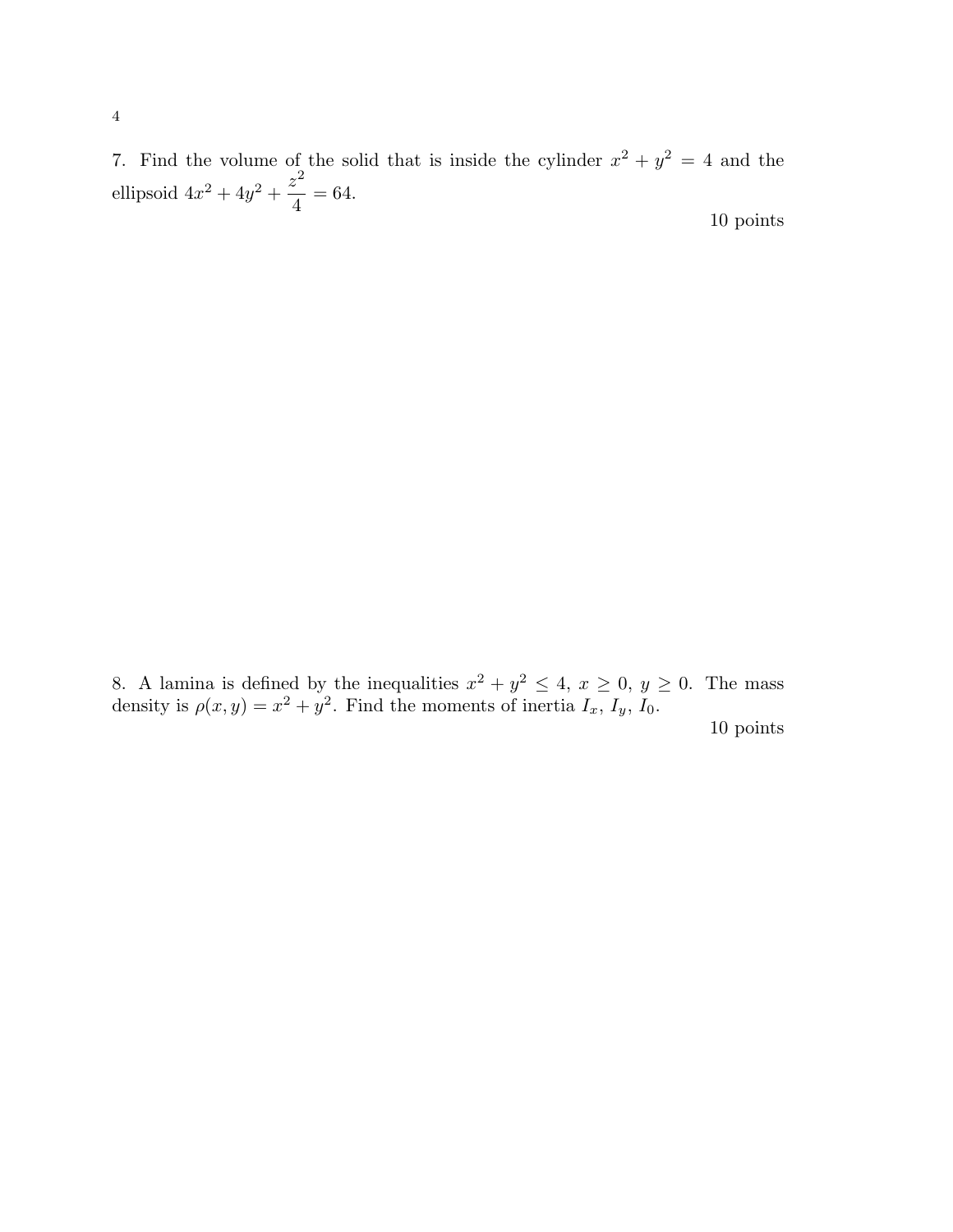7. Find the volume of the solid that is inside the cylinder $x^2 + y^2 = 4$ and the ellipsoid $4x^2 + 4y^2 + \dfrac{z^2}{4} = 64$.

10 points

8. A lamina is defined by the inequalities $x^2 + y^2 \leq 4,\ x \geq 0,\ y \geq 0$. The mass density is $\rho(x, y) = x^2 + y^2$. Find the moments of inertia $I_x$, $I_y$, $I_0$.

10 points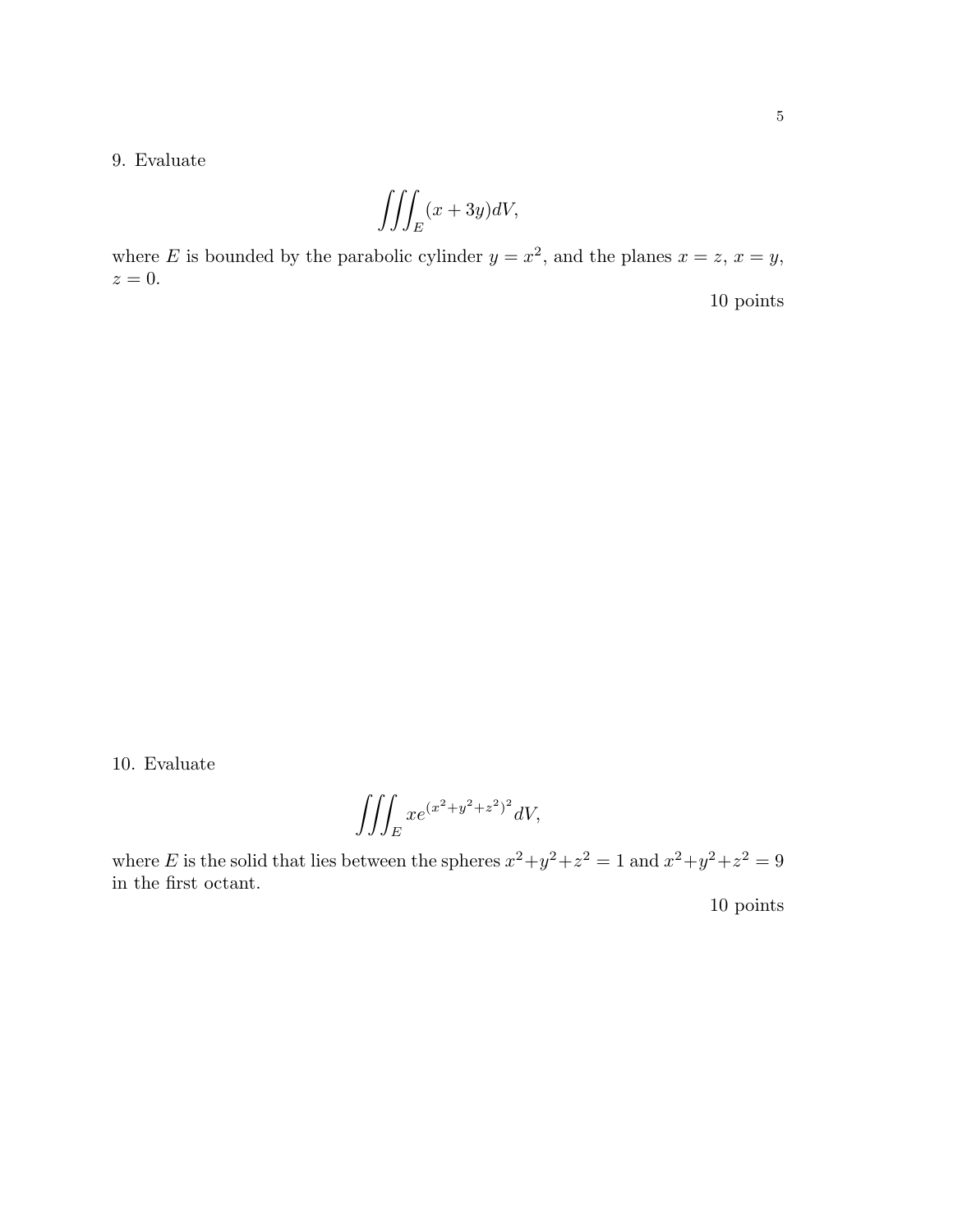9. Evaluate

$$\iiint_E (x + 3y)dV,$$

where $E$ is bounded by the parabolic cylinder $y = x^2$, and the planes $x = z$, $x = y$, $z = 0$.

10 points

10. Evaluate

$$\iiint_E xe^{(x^2+y^2+z^2)^2}dV,$$

where $E$ is the solid that lies between the spheres $x^2+y^2+z^2 = 1$ and $x^2+y^2+z^2 = 9$ in the first octant.

10 points